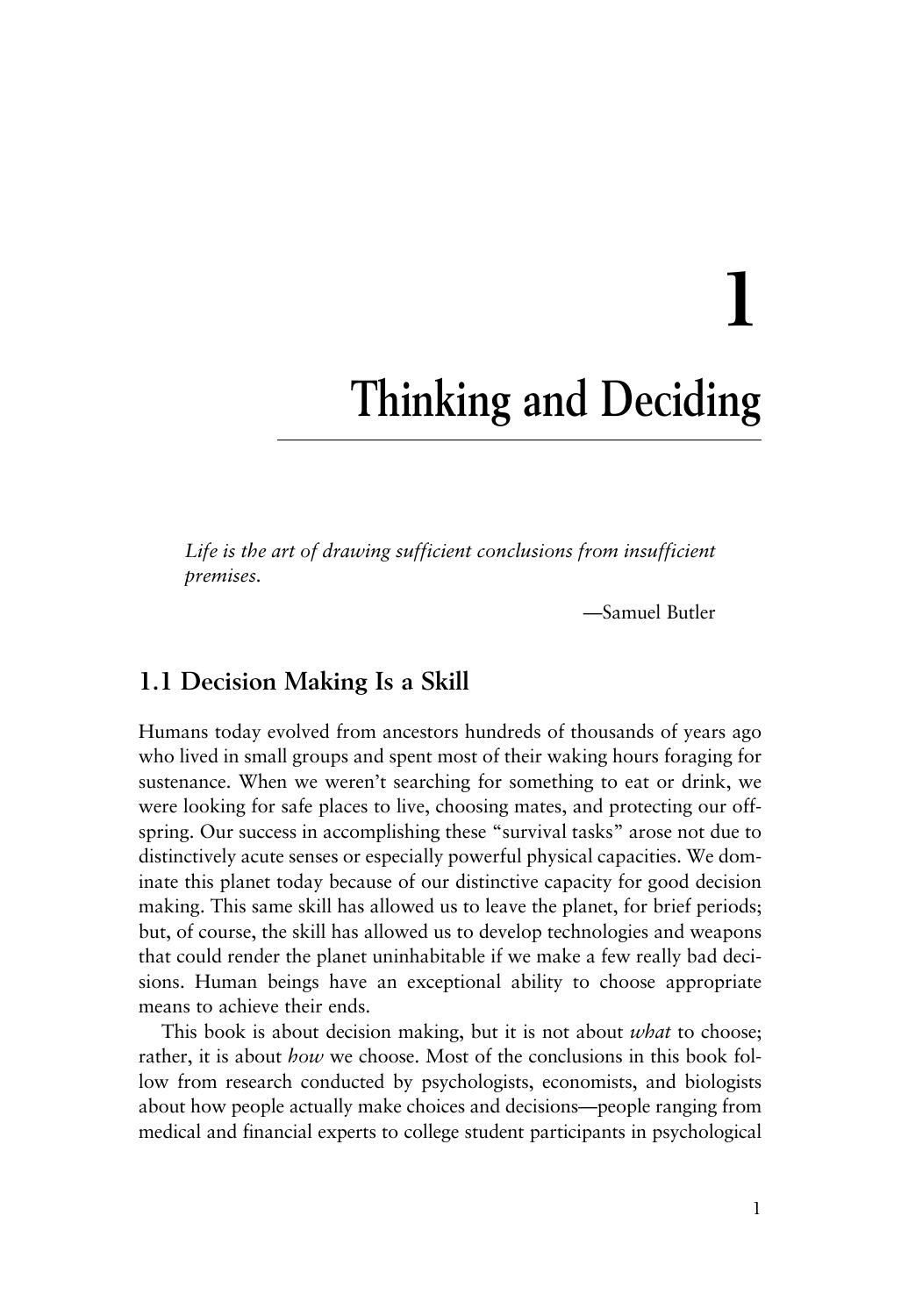# 1

# Thinking and Deciding

> *Life is the art of drawing sufficient conclusions from insufficient premises.*
>
> —Samuel Butler

## 1.1 Decision Making Is a Skill

Humans today evolved from ancestors hundreds of thousands of years ago who lived in small groups and spent most of their waking hours foraging for sustenance. When we weren't searching for something to eat or drink, we were looking for safe places to live, choosing mates, and protecting our offspring. Our success in accomplishing these "survival tasks" arose not due to distinctively acute senses or especially powerful physical capacities. We dominate this planet today because of our distinctive capacity for good decision making. This same skill has allowed us to leave the planet, for brief periods; but, of course, the skill has allowed us to develop technologies and weapons that could render the planet uninhabitable if we make a few really bad decisions. Human beings have an exceptional ability to choose appropriate means to achieve their ends.

This book is about decision making, but it is not about *what* to choose; rather, it is about *how* we choose. Most of the conclusions in this book follow from research conducted by psychologists, economists, and biologists about how people actually make choices and decisions—people ranging from medical and financial experts to college student participants in psychological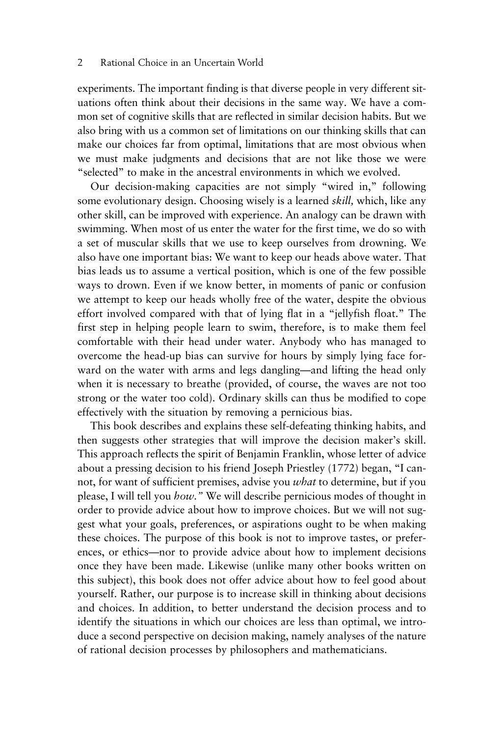experiments. The important finding is that diverse people in very different situations often think about their decisions in the same way. We have a common set of cognitive skills that are reflected in similar decision habits. But we also bring with us a common set of limitations on our thinking skills that can make our choices far from optimal, limitations that are most obvious when we must make judgments and decisions that are not like those we were "selected" to make in the ancestral environments in which we evolved.

Our decision-making capacities are not simply "wired in," following some evolutionary design. Choosing wisely is a learned *skill,* which, like any other skill, can be improved with experience. An analogy can be drawn with swimming. When most of us enter the water for the first time, we do so with a set of muscular skills that we use to keep ourselves from drowning. We also have one important bias: We want to keep our heads above water. That bias leads us to assume a vertical position, which is one of the few possible ways to drown. Even if we know better, in moments of panic or confusion we attempt to keep our heads wholly free of the water, despite the obvious effort involved compared with that of lying flat in a "jellyfish float." The first step in helping people learn to swim, therefore, is to make them feel comfortable with their head under water. Anybody who has managed to overcome the head-up bias can survive for hours by simply lying face forward on the water with arms and legs dangling—and lifting the head only when it is necessary to breathe (provided, of course, the waves are not too strong or the water too cold). Ordinary skills can thus be modified to cope effectively with the situation by removing a pernicious bias.

This book describes and explains these self-defeating thinking habits, and then suggests other strategies that will improve the decision maker's skill. This approach reflects the spirit of Benjamin Franklin, whose letter of advice about a pressing decision to his friend Joseph Priestley (1772) began, "I cannot, for want of sufficient premises, advise you *what* to determine, but if you please, I will tell you *how.*" We will describe pernicious modes of thought in order to provide advice about how to improve choices. But we will not suggest what your goals, preferences, or aspirations ought to be when making these choices. The purpose of this book is not to improve tastes, or preferences, or ethics—nor to provide advice about how to implement decisions once they have been made. Likewise (unlike many other books written on this subject), this book does not offer advice about how to feel good about yourself. Rather, our purpose is to increase skill in thinking about decisions and choices. In addition, to better understand the decision process and to identify the situations in which our choices are less than optimal, we introduce a second perspective on decision making, namely analyses of the nature of rational decision processes by philosophers and mathematicians.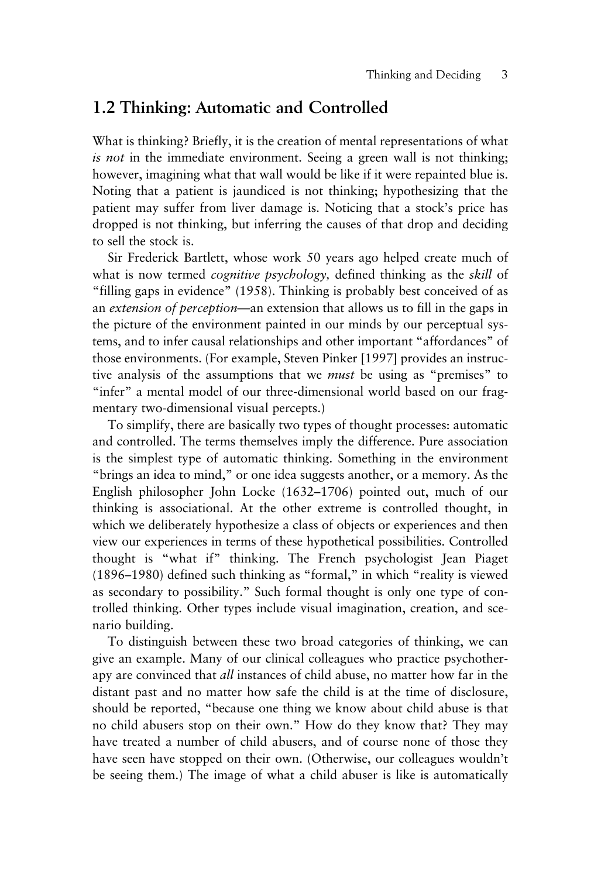## 1.2 Thinking: Automatic and Controlled

What is thinking? Briefly, it is the creation of mental representations of what *is not* in the immediate environment. Seeing a green wall is not thinking; however, imagining what that wall would be like if it were repainted blue is. Noting that a patient is jaundiced is not thinking; hypothesizing that the patient may suffer from liver damage is. Noticing that a stock's price has dropped is not thinking, but inferring the causes of that drop and deciding to sell the stock is.

Sir Frederick Bartlett, whose work 50 years ago helped create much of what is now termed *cognitive psychology,* defined thinking as the *skill* of "filling gaps in evidence" (1958). Thinking is probably best conceived of as an *extension of perception*—an extension that allows us to fill in the gaps in the picture of the environment painted in our minds by our perceptual systems, and to infer causal relationships and other important "affordances" of those environments. (For example, Steven Pinker [1997] provides an instructive analysis of the assumptions that we *must* be using as "premises" to "infer" a mental model of our three-dimensional world based on our fragmentary two-dimensional visual percepts.)

To simplify, there are basically two types of thought processes: automatic and controlled. The terms themselves imply the difference. Pure association is the simplest type of automatic thinking. Something in the environment "brings an idea to mind," or one idea suggests another, or a memory. As the English philosopher John Locke (1632–1706) pointed out, much of our thinking is associational. At the other extreme is controlled thought, in which we deliberately hypothesize a class of objects or experiences and then view our experiences in terms of these hypothetical possibilities. Controlled thought is "what if" thinking. The French psychologist Jean Piaget (1896–1980) defined such thinking as "formal," in which "reality is viewed as secondary to possibility." Such formal thought is only one type of controlled thinking. Other types include visual imagination, creation, and scenario building.

To distinguish between these two broad categories of thinking, we can give an example. Many of our clinical colleagues who practice psychotherapy are convinced that *all* instances of child abuse, no matter how far in the distant past and no matter how safe the child is at the time of disclosure, should be reported, "because one thing we know about child abuse is that no child abusers stop on their own." How do they know that? They may have treated a number of child abusers, and of course none of those they have seen have stopped on their own. (Otherwise, our colleagues wouldn't be seeing them.) The image of what a child abuser is like is automatically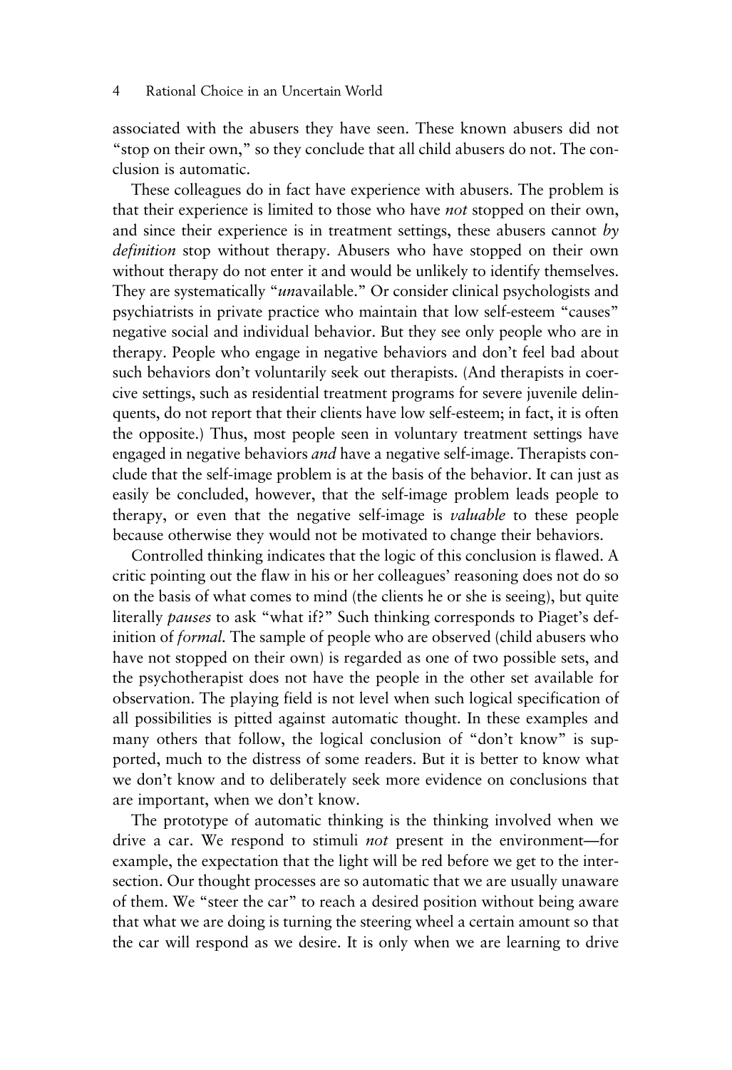associated with the abusers they have seen. These known abusers did not "stop on their own," so they conclude that all child abusers do not. The conclusion is automatic.

These colleagues do in fact have experience with abusers. The problem is that their experience is limited to those who have *not* stopped on their own, and since their experience is in treatment settings, these abusers cannot *by definition* stop without therapy. Abusers who have stopped on their own without therapy do not enter it and would be unlikely to identify themselves. They are systematically "*un*available." Or consider clinical psychologists and psychiatrists in private practice who maintain that low self-esteem "causes" negative social and individual behavior. But they see only people who are in therapy. People who engage in negative behaviors and don't feel bad about such behaviors don't voluntarily seek out therapists. (And therapists in coercive settings, such as residential treatment programs for severe juvenile delinquents, do not report that their clients have low self-esteem; in fact, it is often the opposite.) Thus, most people seen in voluntary treatment settings have engaged in negative behaviors *and* have a negative self-image. Therapists conclude that the self-image problem is at the basis of the behavior. It can just as easily be concluded, however, that the self-image problem leads people to therapy, or even that the negative self-image is *valuable* to these people because otherwise they would not be motivated to change their behaviors.

Controlled thinking indicates that the logic of this conclusion is flawed. A critic pointing out the flaw in his or her colleagues' reasoning does not do so on the basis of what comes to mind (the clients he or she is seeing), but quite literally *pauses* to ask "what if?" Such thinking corresponds to Piaget's definition of *formal.* The sample of people who are observed (child abusers who have not stopped on their own) is regarded as one of two possible sets, and the psychotherapist does not have the people in the other set available for observation. The playing field is not level when such logical specification of all possibilities is pitted against automatic thought. In these examples and many others that follow, the logical conclusion of "don't know" is supported, much to the distress of some readers. But it is better to know what we don't know and to deliberately seek more evidence on conclusions that are important, when we don't know.

The prototype of automatic thinking is the thinking involved when we drive a car. We respond to stimuli *not* present in the environment—for example, the expectation that the light will be red before we get to the intersection. Our thought processes are so automatic that we are usually unaware of them. We "steer the car" to reach a desired position without being aware that what we are doing is turning the steering wheel a certain amount so that the car will respond as we desire. It is only when we are learning to drive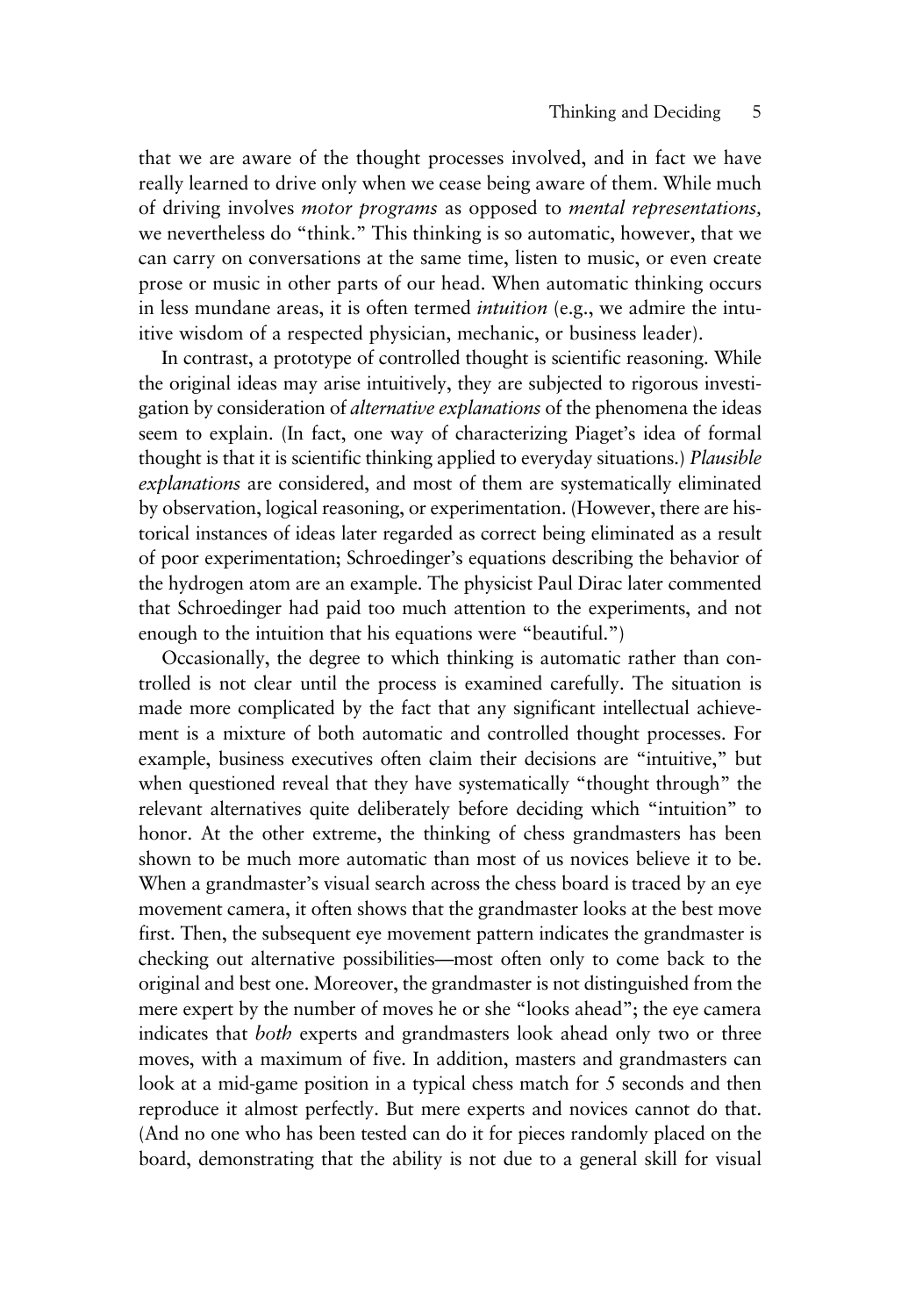that we are aware of the thought processes involved, and in fact we have really learned to drive only when we cease being aware of them. While much of driving involves *motor programs* as opposed to *mental representations,* we nevertheless do "think." This thinking is so automatic, however, that we can carry on conversations at the same time, listen to music, or even create prose or music in other parts of our head. When automatic thinking occurs in less mundane areas, it is often termed *intuition* (e.g., we admire the intuitive wisdom of a respected physician, mechanic, or business leader).

In contrast, a prototype of controlled thought is scientific reasoning. While the original ideas may arise intuitively, they are subjected to rigorous investigation by consideration of *alternative explanations* of the phenomena the ideas seem to explain. (In fact, one way of characterizing Piaget's idea of formal thought is that it is scientific thinking applied to everyday situations.) *Plausible explanations* are considered, and most of them are systematically eliminated by observation, logical reasoning, or experimentation. (However, there are historical instances of ideas later regarded as correct being eliminated as a result of poor experimentation; Schroedinger's equations describing the behavior of the hydrogen atom are an example. The physicist Paul Dirac later commented that Schroedinger had paid too much attention to the experiments, and not enough to the intuition that his equations were "beautiful.")

Occasionally, the degree to which thinking is automatic rather than controlled is not clear until the process is examined carefully. The situation is made more complicated by the fact that any significant intellectual achievement is a mixture of both automatic and controlled thought processes. For example, business executives often claim their decisions are "intuitive," but when questioned reveal that they have systematically "thought through" the relevant alternatives quite deliberately before deciding which "intuition" to honor. At the other extreme, the thinking of chess grandmasters has been shown to be much more automatic than most of us novices believe it to be. When a grandmaster's visual search across the chess board is traced by an eye movement camera, it often shows that the grandmaster looks at the best move first. Then, the subsequent eye movement pattern indicates the grandmaster is checking out alternative possibilities—most often only to come back to the original and best one. Moreover, the grandmaster is not distinguished from the mere expert by the number of moves he or she "looks ahead"; the eye camera indicates that *both* experts and grandmasters look ahead only two or three moves, with a maximum of five. In addition, masters and grandmasters can look at a mid-game position in a typical chess match for 5 seconds and then reproduce it almost perfectly. But mere experts and novices cannot do that. (And no one who has been tested can do it for pieces randomly placed on the board, demonstrating that the ability is not due to a general skill for visual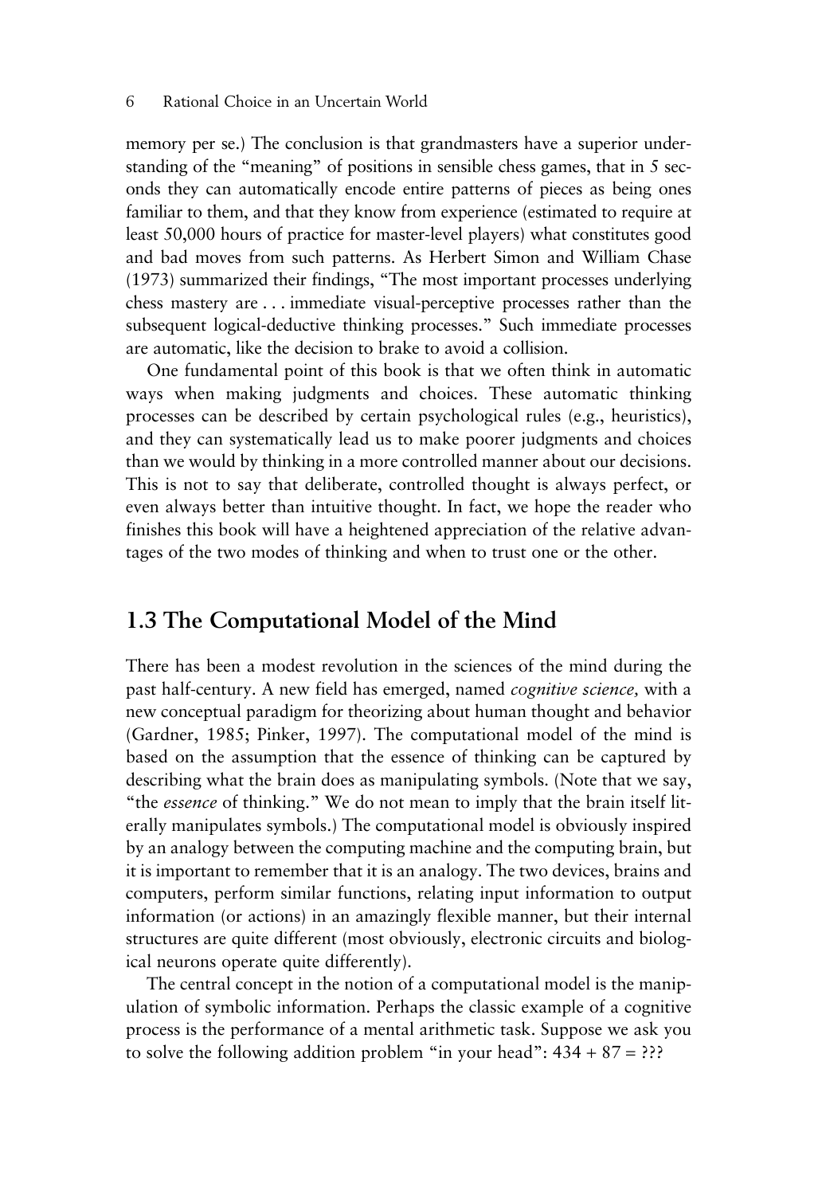memory per se.) The conclusion is that grandmasters have a superior understanding of the "meaning" of positions in sensible chess games, that in 5 seconds they can automatically encode entire patterns of pieces as being ones familiar to them, and that they know from experience (estimated to require at least 50,000 hours of practice for master-level players) what constitutes good and bad moves from such patterns. As Herbert Simon and William Chase (1973) summarized their findings, "The most important processes underlying chess mastery are . . . immediate visual-perceptive processes rather than the subsequent logical-deductive thinking processes." Such immediate processes are automatic, like the decision to brake to avoid a collision.

One fundamental point of this book is that we often think in automatic ways when making judgments and choices. These automatic thinking processes can be described by certain psychological rules (e.g., heuristics), and they can systematically lead us to make poorer judgments and choices than we would by thinking in a more controlled manner about our decisions. This is not to say that deliberate, controlled thought is always perfect, or even always better than intuitive thought. In fact, we hope the reader who finishes this book will have a heightened appreciation of the relative advantages of the two modes of thinking and when to trust one or the other.

## 1.3 The Computational Model of the Mind

There has been a modest revolution in the sciences of the mind during the past half-century. A new field has emerged, named *cognitive science,* with a new conceptual paradigm for theorizing about human thought and behavior (Gardner, 1985; Pinker, 1997). The computational model of the mind is based on the assumption that the essence of thinking can be captured by describing what the brain does as manipulating symbols. (Note that we say, "the *essence* of thinking." We do not mean to imply that the brain itself literally manipulates symbols.) The computational model is obviously inspired by an analogy between the computing machine and the computing brain, but it is important to remember that it is an analogy. The two devices, brains and computers, perform similar functions, relating input information to output information (or actions) in an amazingly flexible manner, but their internal structures are quite different (most obviously, electronic circuits and biological neurons operate quite differently).

The central concept in the notion of a computational model is the manipulation of symbolic information. Perhaps the classic example of a cognitive process is the performance of a mental arithmetic task. Suppose we ask you to solve the following addition problem "in your head": 434 + 87 = ???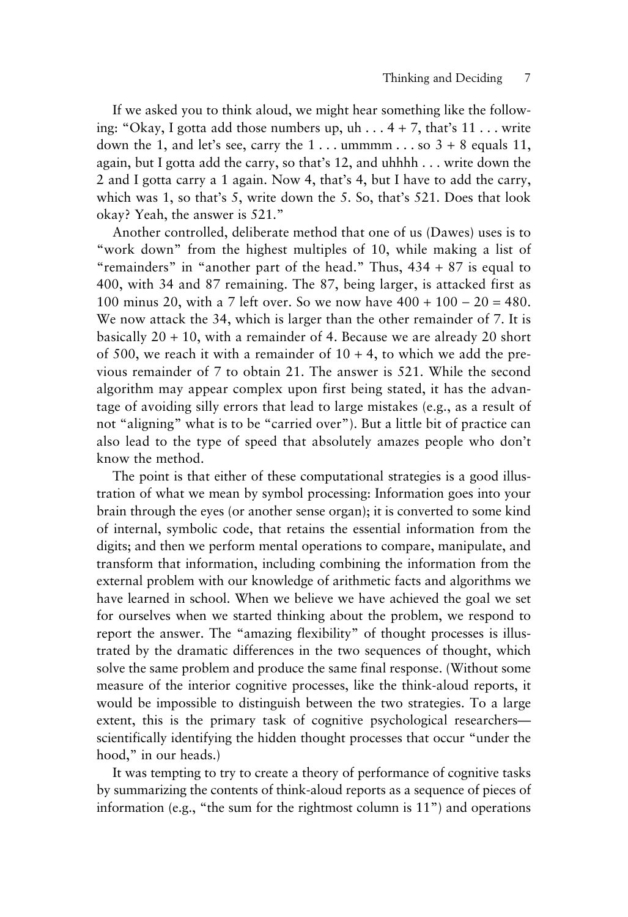If we asked you to think aloud, we might hear something like the following: "Okay, I gotta add those numbers up, uh . . . 4 + 7, that's 11 . . . write down the 1, and let's see, carry the 1 . . . ummmm . . . so 3 + 8 equals 11, again, but I gotta add the carry, so that's 12, and uhhhh . . . write down the 2 and I gotta carry a 1 again. Now 4, that's 4, but I have to add the carry, which was 1, so that's 5, write down the 5. So, that's 521. Does that look okay? Yeah, the answer is 521."

Another controlled, deliberate method that one of us (Dawes) uses is to "work down" from the highest multiples of 10, while making a list of "remainders" in "another part of the head." Thus, 434 + 87 is equal to 400, with 34 and 87 remaining. The 87, being larger, is attacked first as 100 minus 20, with a 7 left over. So we now have 400 + 100 − 20 = 480. We now attack the 34, which is larger than the other remainder of 7. It is basically 20 + 10, with a remainder of 4. Because we are already 20 short of 500, we reach it with a remainder of 10 + 4, to which we add the previous remainder of 7 to obtain 21. The answer is 521. While the second algorithm may appear complex upon first being stated, it has the advantage of avoiding silly errors that lead to large mistakes (e.g., as a result of not "aligning" what is to be "carried over"). But a little bit of practice can also lead to the type of speed that absolutely amazes people who don't know the method.

The point is that either of these computational strategies is a good illustration of what we mean by symbol processing: Information goes into your brain through the eyes (or another sense organ); it is converted to some kind of internal, symbolic code, that retains the essential information from the digits; and then we perform mental operations to compare, manipulate, and transform that information, including combining the information from the external problem with our knowledge of arithmetic facts and algorithms we have learned in school. When we believe we have achieved the goal we set for ourselves when we started thinking about the problem, we respond to report the answer. The "amazing flexibility" of thought processes is illustrated by the dramatic differences in the two sequences of thought, which solve the same problem and produce the same final response. (Without some measure of the interior cognitive processes, like the think-aloud reports, it would be impossible to distinguish between the two strategies. To a large extent, this is the primary task of cognitive psychological researchers—scientifically identifying the hidden thought processes that occur "under the hood," in our heads.)

It was tempting to try to create a theory of performance of cognitive tasks by summarizing the contents of think-aloud reports as a sequence of pieces of information (e.g., "the sum for the rightmost column is 11") and operations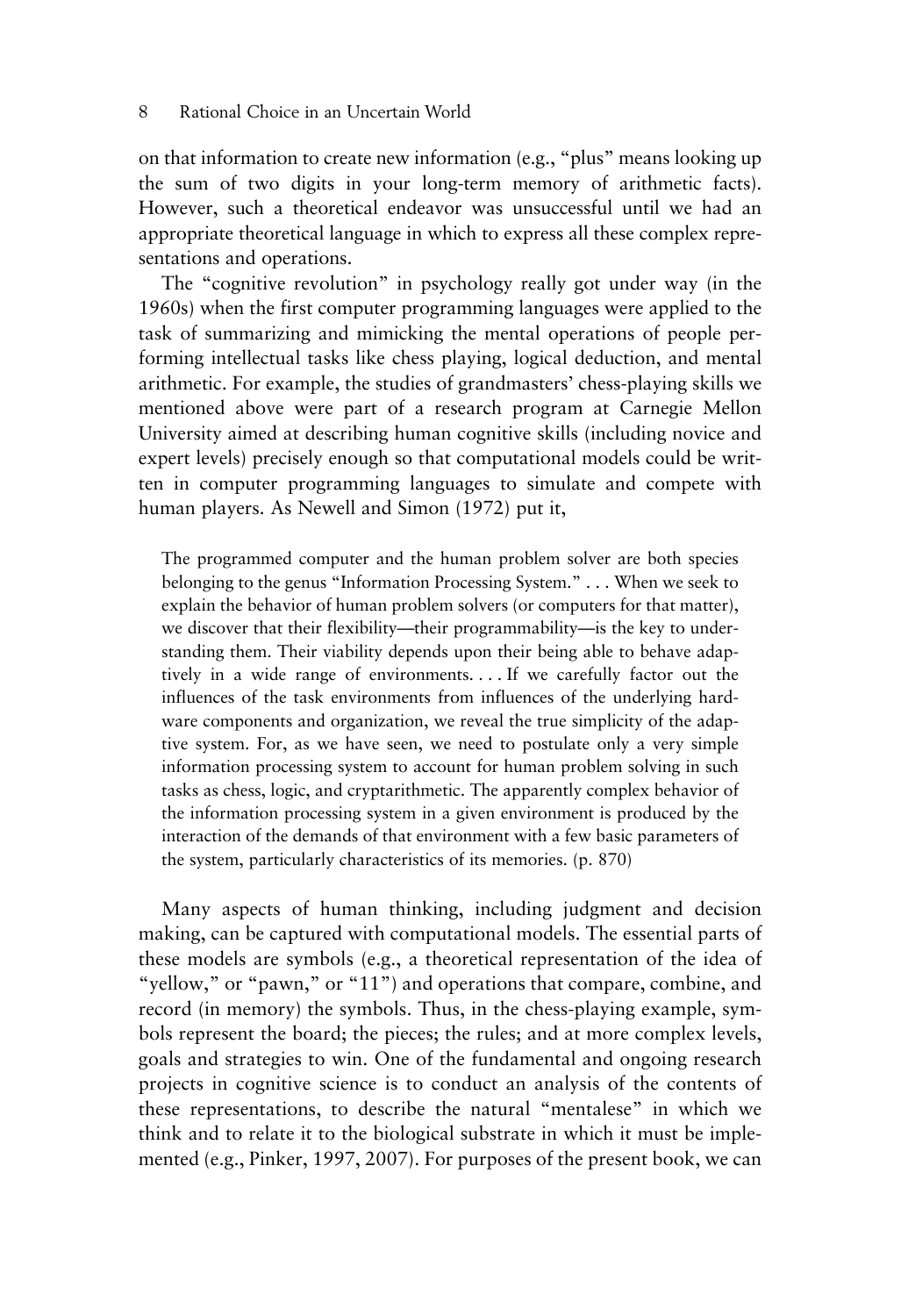on that information to create new information (e.g., "plus" means looking up the sum of two digits in your long-term memory of arithmetic facts). However, such a theoretical endeavor was unsuccessful until we had an appropriate theoretical language in which to express all these complex representations and operations.

The "cognitive revolution" in psychology really got under way (in the 1960s) when the first computer programming languages were applied to the task of summarizing and mimicking the mental operations of people performing intellectual tasks like chess playing, logical deduction, and mental arithmetic. For example, the studies of grandmasters' chess-playing skills we mentioned above were part of a research program at Carnegie Mellon University aimed at describing human cognitive skills (including novice and expert levels) precisely enough so that computational models could be written in computer programming languages to simulate and compete with human players. As Newell and Simon (1972) put it,

> The programmed computer and the human problem solver are both species belonging to the genus "Information Processing System." . . . When we seek to explain the behavior of human problem solvers (or computers for that matter), we discover that their flexibility—their programmability—is the key to understanding them. Their viability depends upon their being able to behave adaptively in a wide range of environments. . . . If we carefully factor out the influences of the task environments from influences of the underlying hardware components and organization, we reveal the true simplicity of the adaptive system. For, as we have seen, we need to postulate only a very simple information processing system to account for human problem solving in such tasks as chess, logic, and cryptarithmetic. The apparently complex behavior of the information processing system in a given environment is produced by the interaction of the demands of that environment with a few basic parameters of the system, particularly characteristics of its memories. (p. 870)

Many aspects of human thinking, including judgment and decision making, can be captured with computational models. The essential parts of these models are symbols (e.g., a theoretical representation of the idea of "yellow," or "pawn," or "11") and operations that compare, combine, and record (in memory) the symbols. Thus, in the chess-playing example, symbols represent the board; the pieces; the rules; and at more complex levels, goals and strategies to win. One of the fundamental and ongoing research projects in cognitive science is to conduct an analysis of the contents of these representations, to describe the natural "mentalese" in which we think and to relate it to the biological substrate in which it must be implemented (e.g., Pinker, 1997, 2007). For purposes of the present book, we can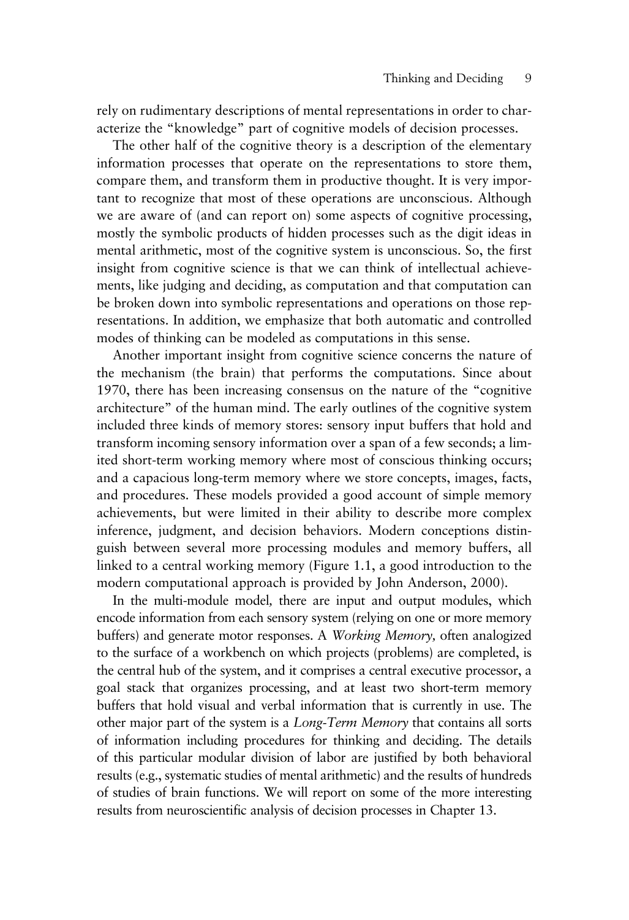rely on rudimentary descriptions of mental representations in order to characterize the "knowledge" part of cognitive models of decision processes.

The other half of the cognitive theory is a description of the elementary information processes that operate on the representations to store them, compare them, and transform them in productive thought. It is very important to recognize that most of these operations are unconscious. Although we are aware of (and can report on) some aspects of cognitive processing, mostly the symbolic products of hidden processes such as the digit ideas in mental arithmetic, most of the cognitive system is unconscious. So, the first insight from cognitive science is that we can think of intellectual achievements, like judging and deciding, as computation and that computation can be broken down into symbolic representations and operations on those representations. In addition, we emphasize that both automatic and controlled modes of thinking can be modeled as computations in this sense.

Another important insight from cognitive science concerns the nature of the mechanism (the brain) that performs the computations. Since about 1970, there has been increasing consensus on the nature of the "cognitive architecture" of the human mind. The early outlines of the cognitive system included three kinds of memory stores: sensory input buffers that hold and transform incoming sensory information over a span of a few seconds; a limited short-term working memory where most of conscious thinking occurs; and a capacious long-term memory where we store concepts, images, facts, and procedures. These models provided a good account of simple memory achievements, but were limited in their ability to describe more complex inference, judgment, and decision behaviors. Modern conceptions distinguish between several more processing modules and memory buffers, all linked to a central working memory (Figure 1.1, a good introduction to the modern computational approach is provided by John Anderson, 2000).

In the multi-module model, there are input and output modules, which encode information from each sensory system (relying on one or more memory buffers) and generate motor responses. A *Working Memory,* often analogized to the surface of a workbench on which projects (problems) are completed, is the central hub of the system, and it comprises a central executive processor, a goal stack that organizes processing, and at least two short-term memory buffers that hold visual and verbal information that is currently in use. The other major part of the system is a *Long-Term Memory* that contains all sorts of information including procedures for thinking and deciding. The details of this particular modular division of labor are justified by both behavioral results (e.g., systematic studies of mental arithmetic) and the results of hundreds of studies of brain functions. We will report on some of the more interesting results from neuroscientific analysis of decision processes in Chapter 13.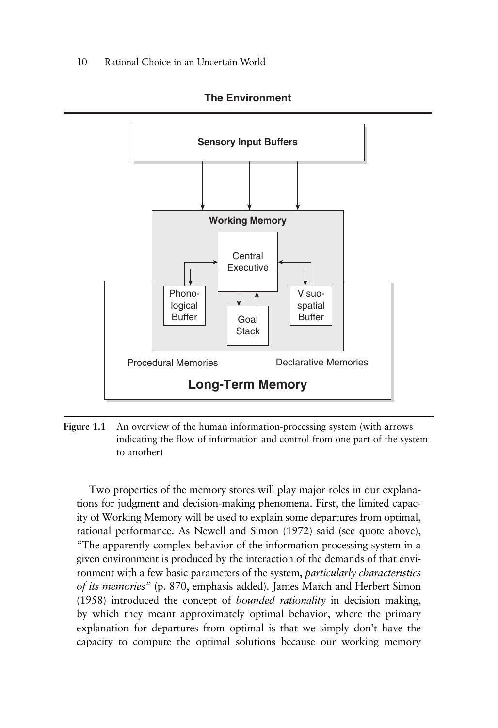**The Environment**

Sensory Input Buffers

Working Memory

Central Executive

Phono-logical Buffer

Goal Stack

Visuo-spatial Buffer

Procedural Memories

Declarative Memories

**Long-Term Memory**

**Figure 1.1** An overview of the human information-processing system (with arrows indicating the flow of information and control from one part of the system to another)

Two properties of the memory stores will play major roles in our explanations for judgment and decision-making phenomena. First, the limited capacity of Working Memory will be used to explain some departures from optimal, rational performance. As Newell and Simon (1972) said (see quote above), "The apparently complex behavior of the information processing system in a given environment is produced by the interaction of the demands of that environment with a few basic parameters of the system, *particularly characteristics of its memories*" (p. 870, emphasis added). James March and Herbert Simon (1958) introduced the concept of *bounded rationality* in decision making, by which they meant approximately optimal behavior, where the primary explanation for departures from optimal is that we simply don't have the capacity to compute the optimal solutions because our working memory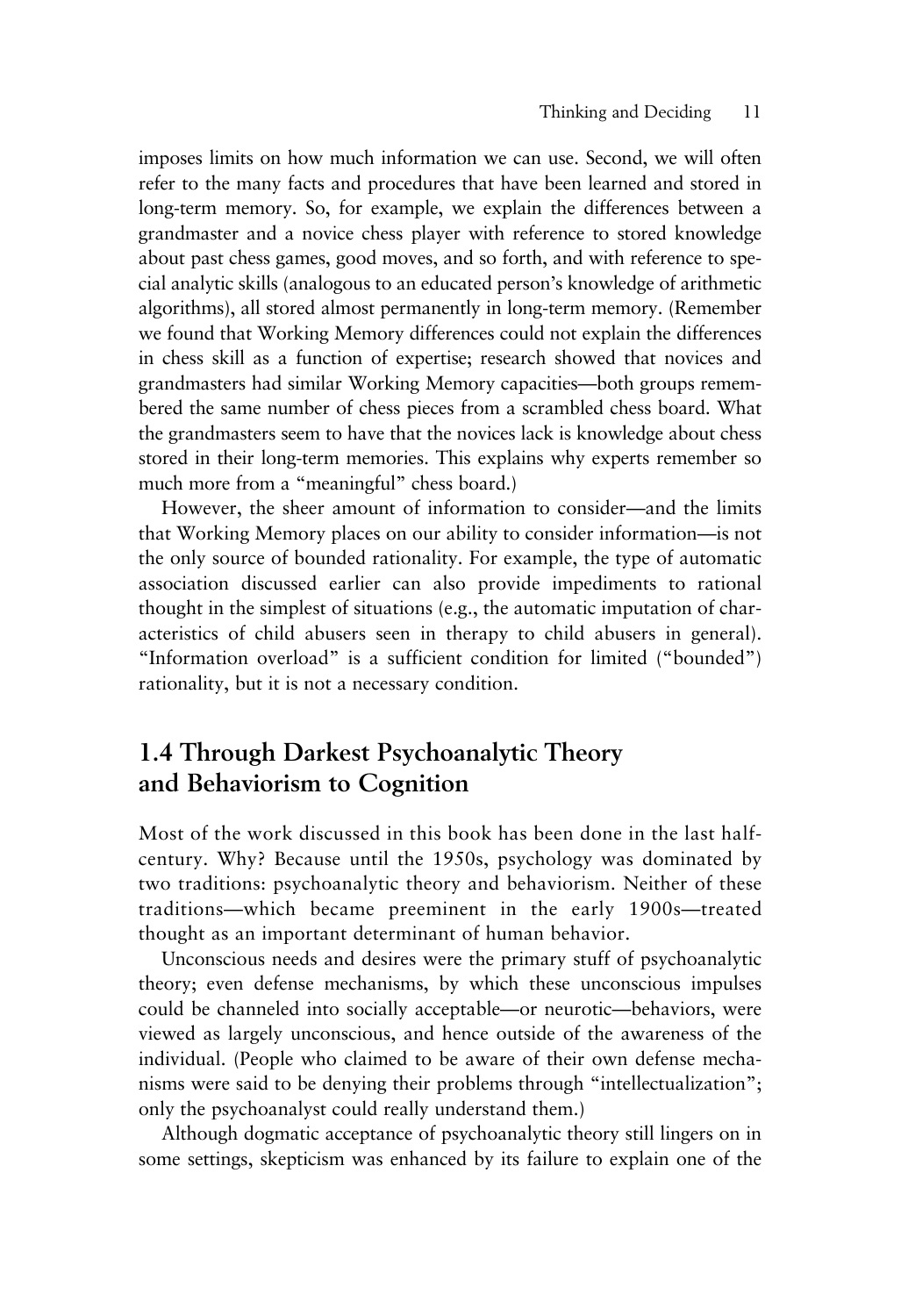imposes limits on how much information we can use. Second, we will often refer to the many facts and procedures that have been learned and stored in long-term memory. So, for example, we explain the differences between a grandmaster and a novice chess player with reference to stored knowledge about past chess games, good moves, and so forth, and with reference to special analytic skills (analogous to an educated person's knowledge of arithmetic algorithms), all stored almost permanently in long-term memory. (Remember we found that Working Memory differences could not explain the differences in chess skill as a function of expertise; research showed that novices and grandmasters had similar Working Memory capacities—both groups remembered the same number of chess pieces from a scrambled chess board. What the grandmasters seem to have that the novices lack is knowledge about chess stored in their long-term memories. This explains why experts remember so much more from a "meaningful" chess board.)

However, the sheer amount of information to consider—and the limits that Working Memory places on our ability to consider information—is not the only source of bounded rationality. For example, the type of automatic association discussed earlier can also provide impediments to rational thought in the simplest of situations (e.g., the automatic imputation of characteristics of child abusers seen in therapy to child abusers in general). "Information overload" is a sufficient condition for limited ("bounded") rationality, but it is not a necessary condition.

## 1.4 Through Darkest Psychoanalytic Theory and Behaviorism to Cognition

Most of the work discussed in this book has been done in the last half-century. Why? Because until the 1950s, psychology was dominated by two traditions: psychoanalytic theory and behaviorism. Neither of these traditions—which became preeminent in the early 1900s—treated thought as an important determinant of human behavior.

Unconscious needs and desires were the primary stuff of psychoanalytic theory; even defense mechanisms, by which these unconscious impulses could be channeled into socially acceptable—or neurotic—behaviors, were viewed as largely unconscious, and hence outside of the awareness of the individual. (People who claimed to be aware of their own defense mechanisms were said to be denying their problems through "intellectualization"; only the psychoanalyst could really understand them.)

Although dogmatic acceptance of psychoanalytic theory still lingers on in some settings, skepticism was enhanced by its failure to explain one of the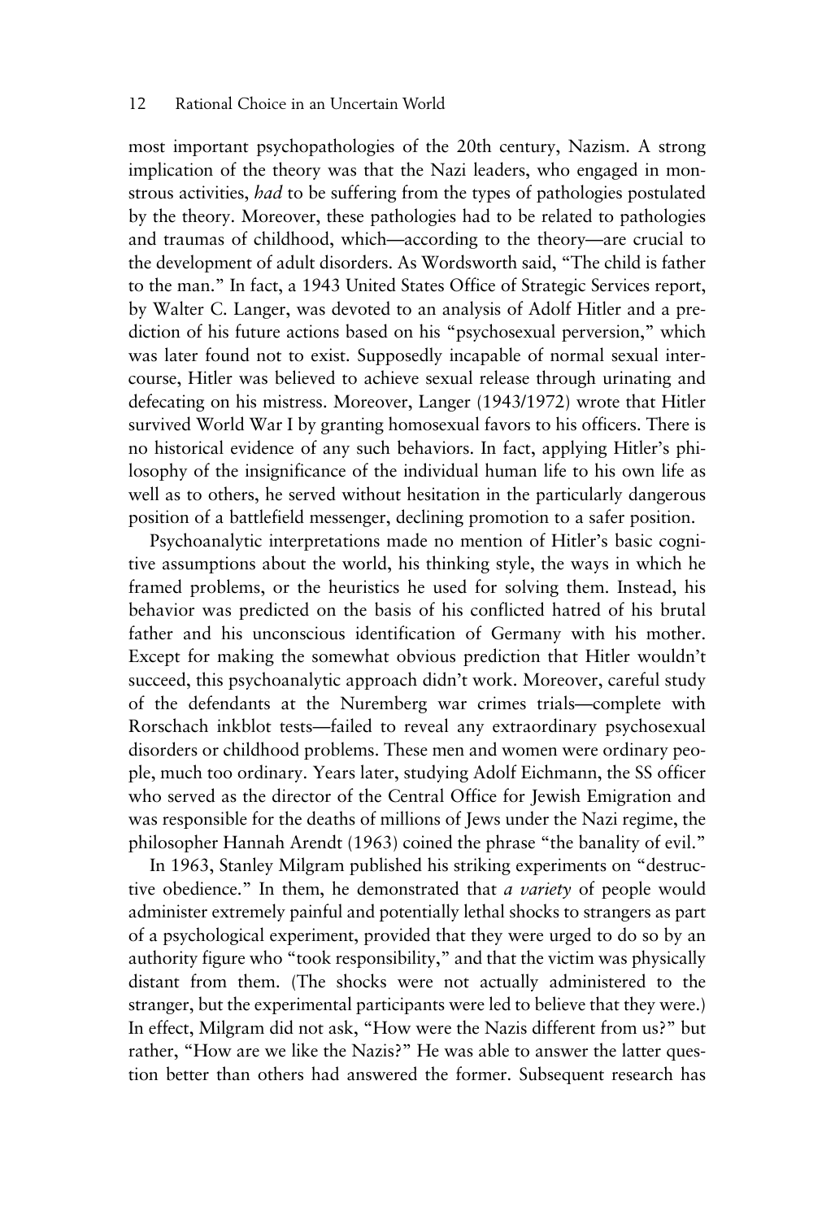most important psychopathologies of the 20th century, Nazism. A strong implication of the theory was that the Nazi leaders, who engaged in monstrous activities, *had* to be suffering from the types of pathologies postulated by the theory. Moreover, these pathologies had to be related to pathologies and traumas of childhood, which—according to the theory—are crucial to the development of adult disorders. As Wordsworth said, "The child is father to the man." In fact, a 1943 United States Office of Strategic Services report, by Walter C. Langer, was devoted to an analysis of Adolf Hitler and a prediction of his future actions based on his "psychosexual perversion," which was later found not to exist. Supposedly incapable of normal sexual intercourse, Hitler was believed to achieve sexual release through urinating and defecating on his mistress. Moreover, Langer (1943/1972) wrote that Hitler survived World War I by granting homosexual favors to his officers. There is no historical evidence of any such behaviors. In fact, applying Hitler's philosophy of the insignificance of the individual human life to his own life as well as to others, he served without hesitation in the particularly dangerous position of a battlefield messenger, declining promotion to a safer position.

Psychoanalytic interpretations made no mention of Hitler's basic cognitive assumptions about the world, his thinking style, the ways in which he framed problems, or the heuristics he used for solving them. Instead, his behavior was predicted on the basis of his conflicted hatred of his brutal father and his unconscious identification of Germany with his mother. Except for making the somewhat obvious prediction that Hitler wouldn't succeed, this psychoanalytic approach didn't work. Moreover, careful study of the defendants at the Nuremberg war crimes trials—complete with Rorschach inkblot tests—failed to reveal any extraordinary psychosexual disorders or childhood problems. These men and women were ordinary people, much too ordinary. Years later, studying Adolf Eichmann, the SS officer who served as the director of the Central Office for Jewish Emigration and was responsible for the deaths of millions of Jews under the Nazi regime, the philosopher Hannah Arendt (1963) coined the phrase "the banality of evil."

In 1963, Stanley Milgram published his striking experiments on "destructive obedience." In them, he demonstrated that *a variety* of people would administer extremely painful and potentially lethal shocks to strangers as part of a psychological experiment, provided that they were urged to do so by an authority figure who "took responsibility," and that the victim was physically distant from them. (The shocks were not actually administered to the stranger, but the experimental participants were led to believe that they were.) In effect, Milgram did not ask, "How were the Nazis different from us?" but rather, "How are we like the Nazis?" He was able to answer the latter question better than others had answered the former. Subsequent research has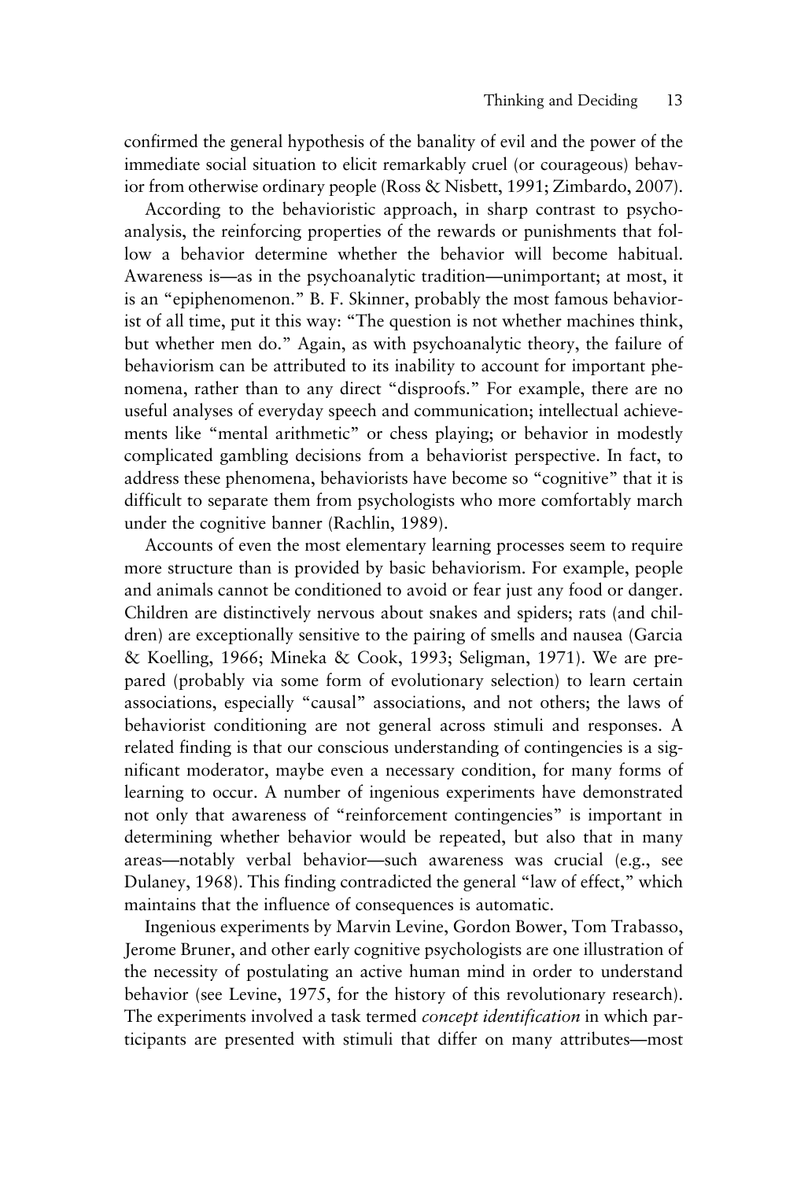confirmed the general hypothesis of the banality of evil and the power of the immediate social situation to elicit remarkably cruel (or courageous) behavior from otherwise ordinary people (Ross & Nisbett, 1991; Zimbardo, 2007).

According to the behavioristic approach, in sharp contrast to psychoanalysis, the reinforcing properties of the rewards or punishments that follow a behavior determine whether the behavior will become habitual. Awareness is—as in the psychoanalytic tradition—unimportant; at most, it is an "epiphenomenon." B. F. Skinner, probably the most famous behaviorist of all time, put it this way: "The question is not whether machines think, but whether men do." Again, as with psychoanalytic theory, the failure of behaviorism can be attributed to its inability to account for important phenomena, rather than to any direct "disproofs." For example, there are no useful analyses of everyday speech and communication; intellectual achievements like "mental arithmetic" or chess playing; or behavior in modestly complicated gambling decisions from a behaviorist perspective. In fact, to address these phenomena, behaviorists have become so "cognitive" that it is difficult to separate them from psychologists who more comfortably march under the cognitive banner (Rachlin, 1989).

Accounts of even the most elementary learning processes seem to require more structure than is provided by basic behaviorism. For example, people and animals cannot be conditioned to avoid or fear just any food or danger. Children are distinctively nervous about snakes and spiders; rats (and children) are exceptionally sensitive to the pairing of smells and nausea (Garcia & Koelling, 1966; Mineka & Cook, 1993; Seligman, 1971). We are prepared (probably via some form of evolutionary selection) to learn certain associations, especially "causal" associations, and not others; the laws of behaviorist conditioning are not general across stimuli and responses. A related finding is that our conscious understanding of contingencies is a significant moderator, maybe even a necessary condition, for many forms of learning to occur. A number of ingenious experiments have demonstrated not only that awareness of "reinforcement contingencies" is important in determining whether behavior would be repeated, but also that in many areas—notably verbal behavior—such awareness was crucial (e.g., see Dulaney, 1968). This finding contradicted the general "law of effect," which maintains that the influence of consequences is automatic.

Ingenious experiments by Marvin Levine, Gordon Bower, Tom Trabasso, Jerome Bruner, and other early cognitive psychologists are one illustration of the necessity of postulating an active human mind in order to understand behavior (see Levine, 1975, for the history of this revolutionary research). The experiments involved a task termed *concept identification* in which participants are presented with stimuli that differ on many attributes—most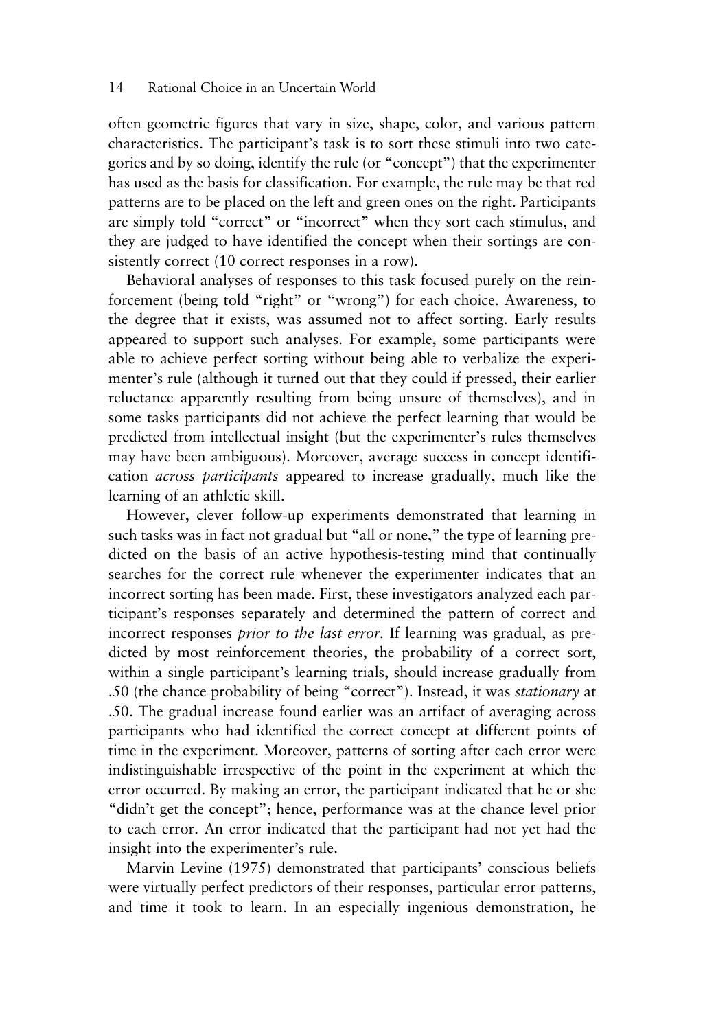often geometric figures that vary in size, shape, color, and various pattern characteristics. The participant's task is to sort these stimuli into two categories and by so doing, identify the rule (or "concept") that the experimenter has used as the basis for classification. For example, the rule may be that red patterns are to be placed on the left and green ones on the right. Participants are simply told "correct" or "incorrect" when they sort each stimulus, and they are judged to have identified the concept when their sortings are consistently correct (10 correct responses in a row).

Behavioral analyses of responses to this task focused purely on the reinforcement (being told "right" or "wrong") for each choice. Awareness, to the degree that it exists, was assumed not to affect sorting. Early results appeared to support such analyses. For example, some participants were able to achieve perfect sorting without being able to verbalize the experimenter's rule (although it turned out that they could if pressed, their earlier reluctance apparently resulting from being unsure of themselves), and in some tasks participants did not achieve the perfect learning that would be predicted from intellectual insight (but the experimenter's rules themselves may have been ambiguous). Moreover, average success in concept identification *across participants* appeared to increase gradually, much like the learning of an athletic skill.

However, clever follow-up experiments demonstrated that learning in such tasks was in fact not gradual but "all or none," the type of learning predicted on the basis of an active hypothesis-testing mind that continually searches for the correct rule whenever the experimenter indicates that an incorrect sorting has been made. First, these investigators analyzed each participant's responses separately and determined the pattern of correct and incorrect responses *prior to the last error*. If learning was gradual, as predicted by most reinforcement theories, the probability of a correct sort, within a single participant's learning trials, should increase gradually from .50 (the chance probability of being "correct"). Instead, it was *stationary* at .50. The gradual increase found earlier was an artifact of averaging across participants who had identified the correct concept at different points of time in the experiment. Moreover, patterns of sorting after each error were indistinguishable irrespective of the point in the experiment at which the error occurred. By making an error, the participant indicated that he or she "didn't get the concept"; hence, performance was at the chance level prior to each error. An error indicated that the participant had not yet had the insight into the experimenter's rule.

Marvin Levine (1975) demonstrated that participants' conscious beliefs were virtually perfect predictors of their responses, particular error patterns, and time it took to learn. In an especially ingenious demonstration, he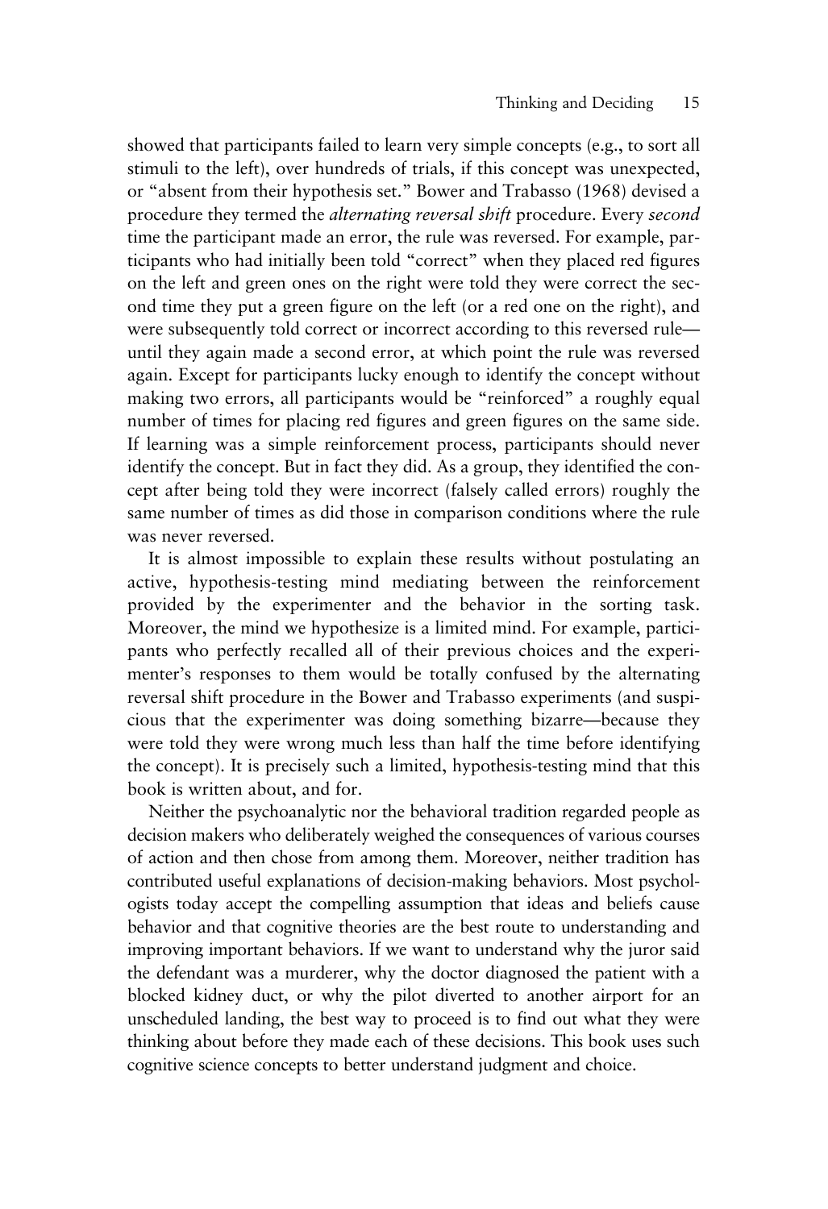showed that participants failed to learn very simple concepts (e.g., to sort all stimuli to the left), over hundreds of trials, if this concept was unexpected, or "absent from their hypothesis set." Bower and Trabasso (1968) devised a procedure they termed the *alternating reversal shift* procedure. Every *second* time the participant made an error, the rule was reversed. For example, participants who had initially been told "correct" when they placed red figures on the left and green ones on the right were told they were correct the second time they put a green figure on the left (or a red one on the right), and were subsequently told correct or incorrect according to this reversed rule—until they again made a second error, at which point the rule was reversed again. Except for participants lucky enough to identify the concept without making two errors, all participants would be "reinforced" a roughly equal number of times for placing red figures and green figures on the same side. If learning was a simple reinforcement process, participants should never identify the concept. But in fact they did. As a group, they identified the concept after being told they were incorrect (falsely called errors) roughly the same number of times as did those in comparison conditions where the rule was never reversed.

It is almost impossible to explain these results without postulating an active, hypothesis-testing mind mediating between the reinforcement provided by the experimenter and the behavior in the sorting task. Moreover, the mind we hypothesize is a limited mind. For example, participants who perfectly recalled all of their previous choices and the experimenter's responses to them would be totally confused by the alternating reversal shift procedure in the Bower and Trabasso experiments (and suspicious that the experimenter was doing something bizarre—because they were told they were wrong much less than half the time before identifying the concept). It is precisely such a limited, hypothesis-testing mind that this book is written about, and for.

Neither the psychoanalytic nor the behavioral tradition regarded people as decision makers who deliberately weighed the consequences of various courses of action and then chose from among them. Moreover, neither tradition has contributed useful explanations of decision-making behaviors. Most psychologists today accept the compelling assumption that ideas and beliefs cause behavior and that cognitive theories are the best route to understanding and improving important behaviors. If we want to understand why the juror said the defendant was a murderer, why the doctor diagnosed the patient with a blocked kidney duct, or why the pilot diverted to another airport for an unscheduled landing, the best way to proceed is to find out what they were thinking about before they made each of these decisions. This book uses such cognitive science concepts to better understand judgment and choice.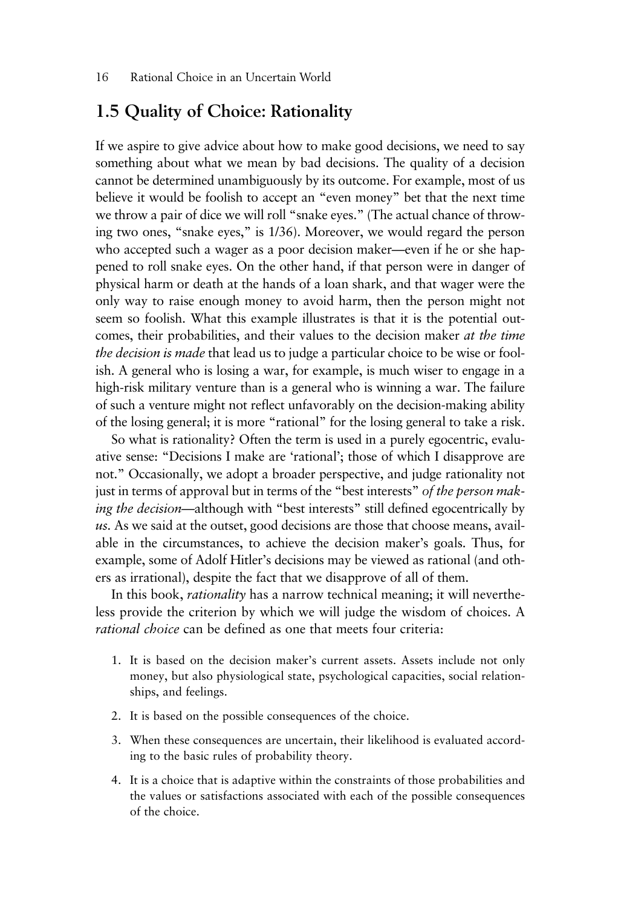## 1.5 Quality of Choice: Rationality

If we aspire to give advice about how to make good decisions, we need to say something about what we mean by bad decisions. The quality of a decision cannot be determined unambiguously by its outcome. For example, most of us believe it would be foolish to accept an "even money" bet that the next time we throw a pair of dice we will roll "snake eyes." (The actual chance of throwing two ones, "snake eyes," is 1/36). Moreover, we would regard the person who accepted such a wager as a poor decision maker—even if he or she happened to roll snake eyes. On the other hand, if that person were in danger of physical harm or death at the hands of a loan shark, and that wager were the only way to raise enough money to avoid harm, then the person might not seem so foolish. What this example illustrates is that it is the potential outcomes, their probabilities, and their values to the decision maker *at the time the decision is made* that lead us to judge a particular choice to be wise or foolish. A general who is losing a war, for example, is much wiser to engage in a high-risk military venture than is a general who is winning a war. The failure of such a venture might not reflect unfavorably on the decision-making ability of the losing general; it is more "rational" for the losing general to take a risk.

So what is rationality? Often the term is used in a purely egocentric, evaluative sense: "Decisions I make are 'rational'; those of which I disapprove are not." Occasionally, we adopt a broader perspective, and judge rationality not just in terms of approval but in terms of the "best interests" *of the person making the decision*—although with "best interests" still defined egocentrically by *us*. As we said at the outset, good decisions are those that choose means, available in the circumstances, to achieve the decision maker's goals. Thus, for example, some of Adolf Hitler's decisions may be viewed as rational (and others as irrational), despite the fact that we disapprove of all of them.

In this book, *rationality* has a narrow technical meaning; it will nevertheless provide the criterion by which we will judge the wisdom of choices. A *rational choice* can be defined as one that meets four criteria:

1. It is based on the decision maker's current assets. Assets include not only money, but also physiological state, psychological capacities, social relationships, and feelings.
2. It is based on the possible consequences of the choice.
3. When these consequences are uncertain, their likelihood is evaluated according to the basic rules of probability theory.
4. It is a choice that is adaptive within the constraints of those probabilities and the values or satisfactions associated with each of the possible consequences of the choice.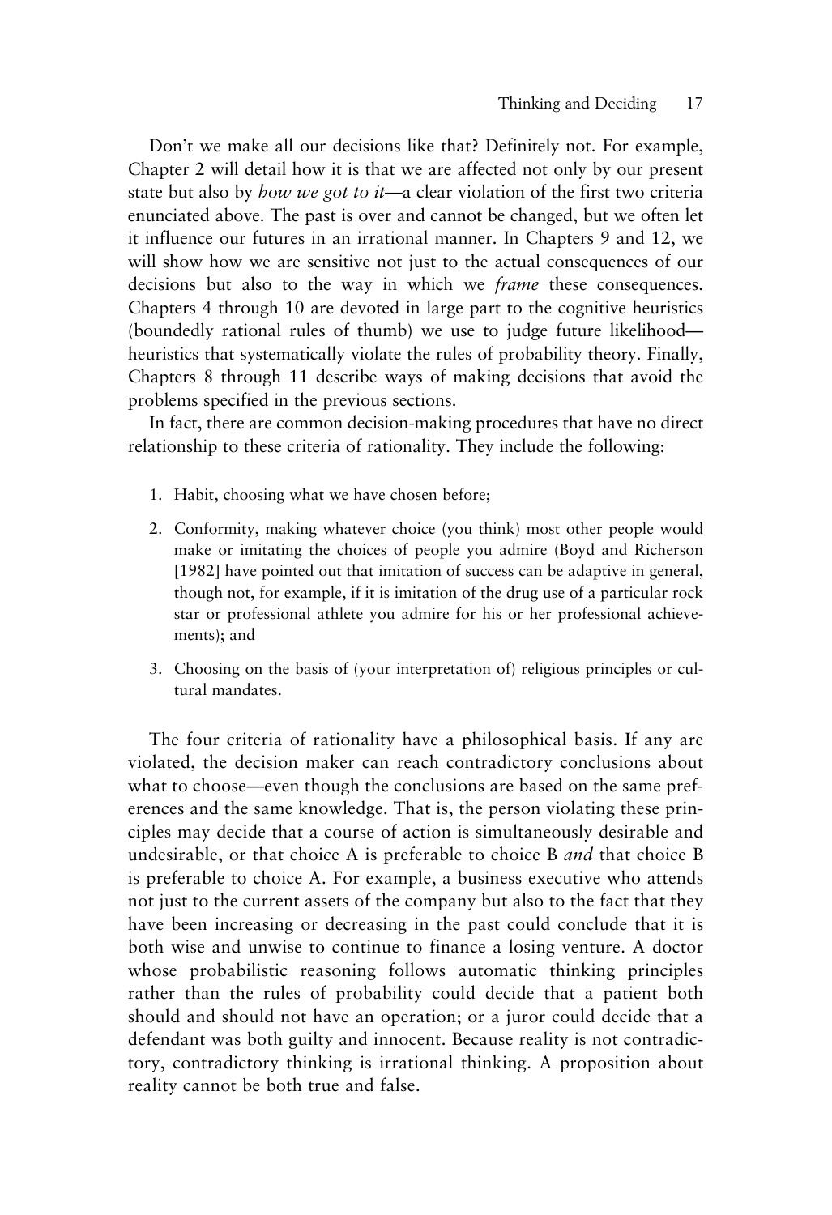Don't we make all our decisions like that? Definitely not. For example, Chapter 2 will detail how it is that we are affected not only by our present state but also by *how we got to it*—a clear violation of the first two criteria enunciated above. The past is over and cannot be changed, but we often let it influence our futures in an irrational manner. In Chapters 9 and 12, we will show how we are sensitive not just to the actual consequences of our decisions but also to the way in which we *frame* these consequences. Chapters 4 through 10 are devoted in large part to the cognitive heuristics (boundedly rational rules of thumb) we use to judge future likelihood—heuristics that systematically violate the rules of probability theory. Finally, Chapters 8 through 11 describe ways of making decisions that avoid the problems specified in the previous sections.

In fact, there are common decision-making procedures that have no direct relationship to these criteria of rationality. They include the following:

1. Habit, choosing what we have chosen before;
2. Conformity, making whatever choice (you think) most other people would make or imitating the choices of people you admire (Boyd and Richerson [1982] have pointed out that imitation of success can be adaptive in general, though not, for example, if it is imitation of the drug use of a particular rock star or professional athlete you admire for his or her professional achievements); and
3. Choosing on the basis of (your interpretation of) religious principles or cultural mandates.

The four criteria of rationality have a philosophical basis. If any are violated, the decision maker can reach contradictory conclusions about what to choose—even though the conclusions are based on the same preferences and the same knowledge. That is, the person violating these principles may decide that a course of action is simultaneously desirable and undesirable, or that choice A is preferable to choice B *and* that choice B is preferable to choice A. For example, a business executive who attends not just to the current assets of the company but also to the fact that they have been increasing or decreasing in the past could conclude that it is both wise and unwise to continue to finance a losing venture. A doctor whose probabilistic reasoning follows automatic thinking principles rather than the rules of probability could decide that a patient both should and should not have an operation; or a juror could decide that a defendant was both guilty and innocent. Because reality is not contradictory, contradictory thinking is irrational thinking. A proposition about reality cannot be both true and false.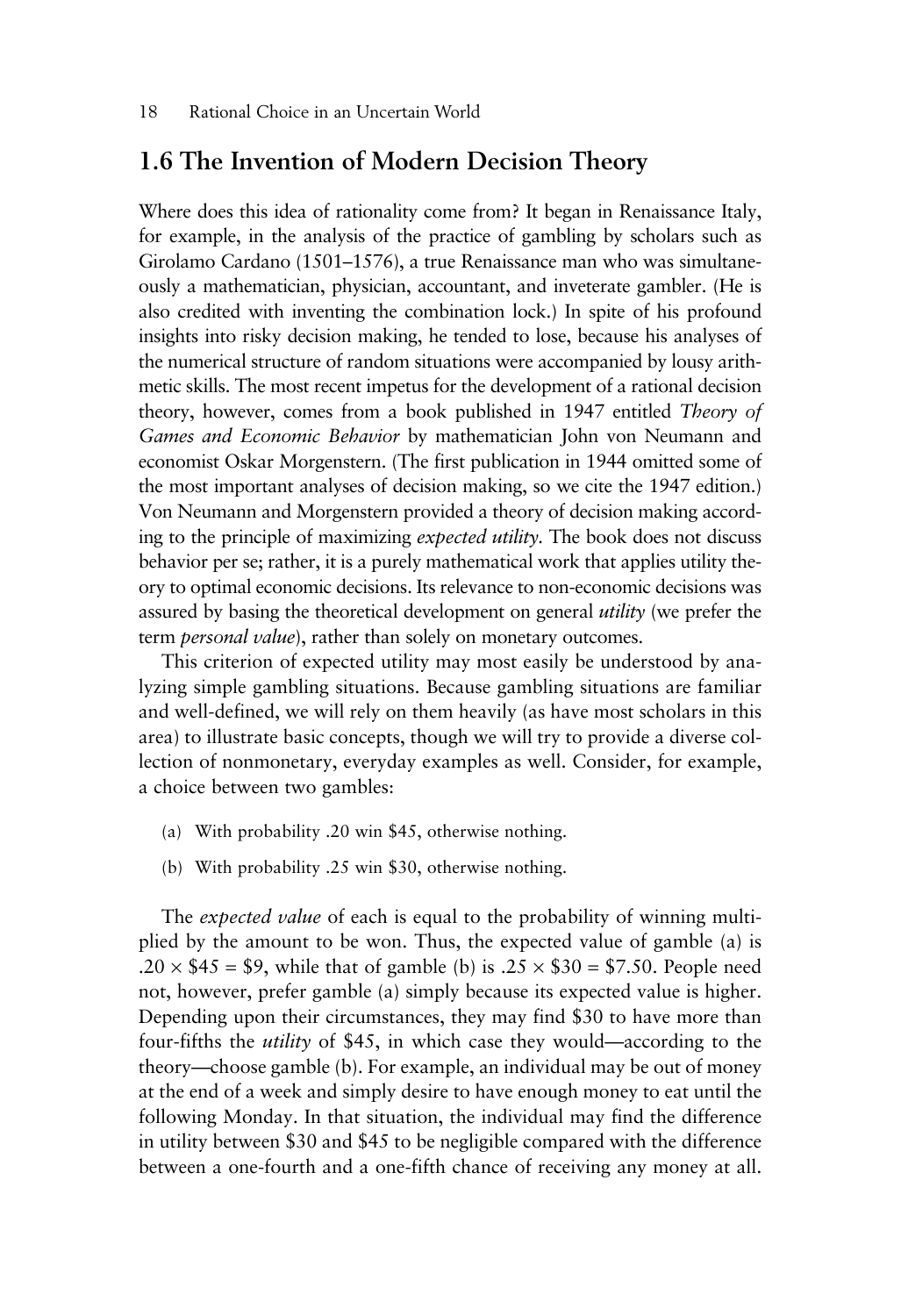## 1.6 The Invention of Modern Decision Theory

Where does this idea of rationality come from? It began in Renaissance Italy, for example, in the analysis of the practice of gambling by scholars such as Girolamo Cardano (1501–1576), a true Renaissance man who was simultaneously a mathematician, physician, accountant, and inveterate gambler. (He is also credited with inventing the combination lock.) In spite of his profound insights into risky decision making, he tended to lose, because his analyses of the numerical structure of random situations were accompanied by lousy arithmetic skills. The most recent impetus for the development of a rational decision theory, however, comes from a book published in 1947 entitled *Theory of Games and Economic Behavior* by mathematician John von Neumann and economist Oskar Morgenstern. (The first publication in 1944 omitted some of the most important analyses of decision making, so we cite the 1947 edition.) Von Neumann and Morgenstern provided a theory of decision making according to the principle of maximizing *expected utility*. The book does not discuss behavior per se; rather, it is a purely mathematical work that applies utility theory to optimal economic decisions. Its relevance to non-economic decisions was assured by basing the theoretical development on general *utility* (we prefer the term *personal value*), rather than solely on monetary outcomes.

This criterion of expected utility may most easily be understood by analyzing simple gambling situations. Because gambling situations are familiar and well-defined, we will rely on them heavily (as have most scholars in this area) to illustrate basic concepts, though we will try to provide a diverse collection of nonmonetary, everyday examples as well. Consider, for example, a choice between two gambles:

(a) With probability .20 win $45, otherwise nothing.

(b) With probability .25 win $30, otherwise nothing.

The *expected value* of each is equal to the probability of winning multiplied by the amount to be won. Thus, the expected value of gamble (a) is $.20 \times \$45 = \$9$, while that of gamble (b) is $.25 \times \$30 = \$7.50$. People need not, however, prefer gamble (a) simply because its expected value is higher. Depending upon their circumstances, they may find $30 to have more than four-fifths the *utility* of $45, in which case they would—according to the theory—choose gamble (b). For example, an individual may be out of money at the end of a week and simply desire to have enough money to eat until the following Monday. In that situation, the individual may find the difference in utility between $30 and $45 to be negligible compared with the difference between a one-fourth and a one-fifth chance of receiving any money at all.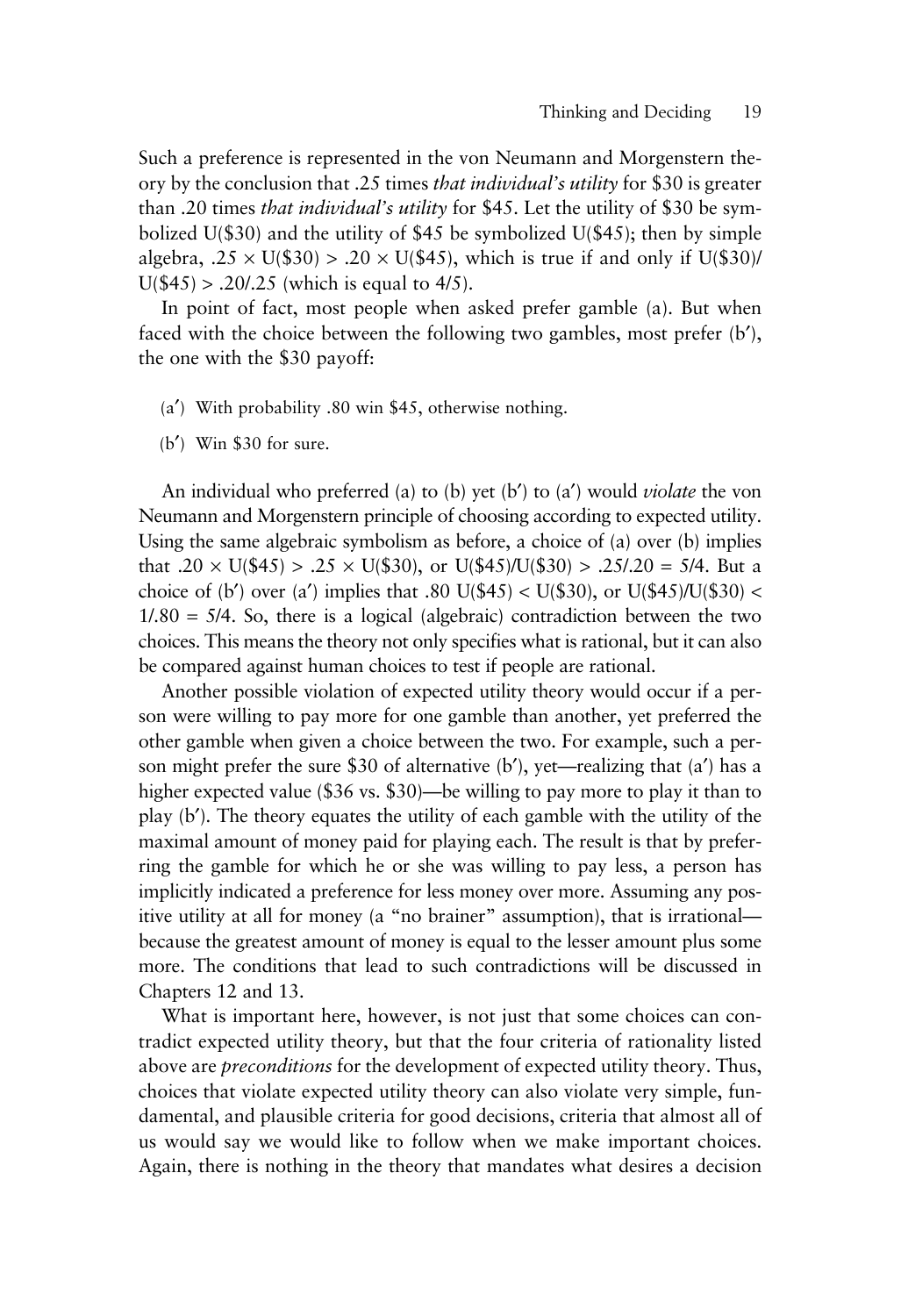Such a preference is represented in the von Neumann and Morgenstern theory by the conclusion that .25 times *that individual's utility* for \$30 is greater than .20 times *that individual's utility* for \$45. Let the utility of \$30 be symbolized U(\$30) and the utility of \$45 be symbolized U(\$45); then by simple algebra, $.25 \times U(\$30) > .20 \times U(\$45)$, which is true if and only if $U(\$30)/U(\$45) > .20/.25$ (which is equal to 4/5).

In point of fact, most people when asked prefer gamble (a). But when faced with the choice between the following two gambles, most prefer (b′), the one with the \$30 payoff:

- (a′) With probability .80 win \$45, otherwise nothing.
- (b′) Win \$30 for sure.

An individual who preferred (a) to (b) yet (b′) to (a′) would *violate* the von Neumann and Morgenstern principle of choosing according to expected utility. Using the same algebraic symbolism as before, a choice of (a) over (b) implies that $.20 \times U(\$45) > .25 \times U(\$30)$, or $U(\$45)/U(\$30) > .25/.20 = 5/4$. But a choice of (b′) over (a′) implies that $.80\ U(\$45) < U(\$30)$, or $U(\$45)/U(\$30) < 1/.80 = 5/4$. So, there is a logical (algebraic) contradiction between the two choices. This means the theory not only specifies what is rational, but it can also be compared against human choices to test if people are rational.

Another possible violation of expected utility theory would occur if a person were willing to pay more for one gamble than another, yet preferred the other gamble when given a choice between the two. For example, such a person might prefer the sure \$30 of alternative (b′), yet—realizing that (a′) has a higher expected value (\$36 vs. \$30)—be willing to pay more to play it than to play (b′). The theory equates the utility of each gamble with the utility of the maximal amount of money paid for playing each. The result is that by preferring the gamble for which he or she was willing to pay less, a person has implicitly indicated a preference for less money over more. Assuming any positive utility at all for money (a "no brainer" assumption), that is irrational—because the greatest amount of money is equal to the lesser amount plus some more. The conditions that lead to such contradictions will be discussed in Chapters 12 and 13.

What is important here, however, is not just that some choices can contradict expected utility theory, but that the four criteria of rationality listed above are *preconditions* for the development of expected utility theory. Thus, choices that violate expected utility theory can also violate very simple, fundamental, and plausible criteria for good decisions, criteria that almost all of us would say we would like to follow when we make important choices. Again, there is nothing in the theory that mandates what desires a decision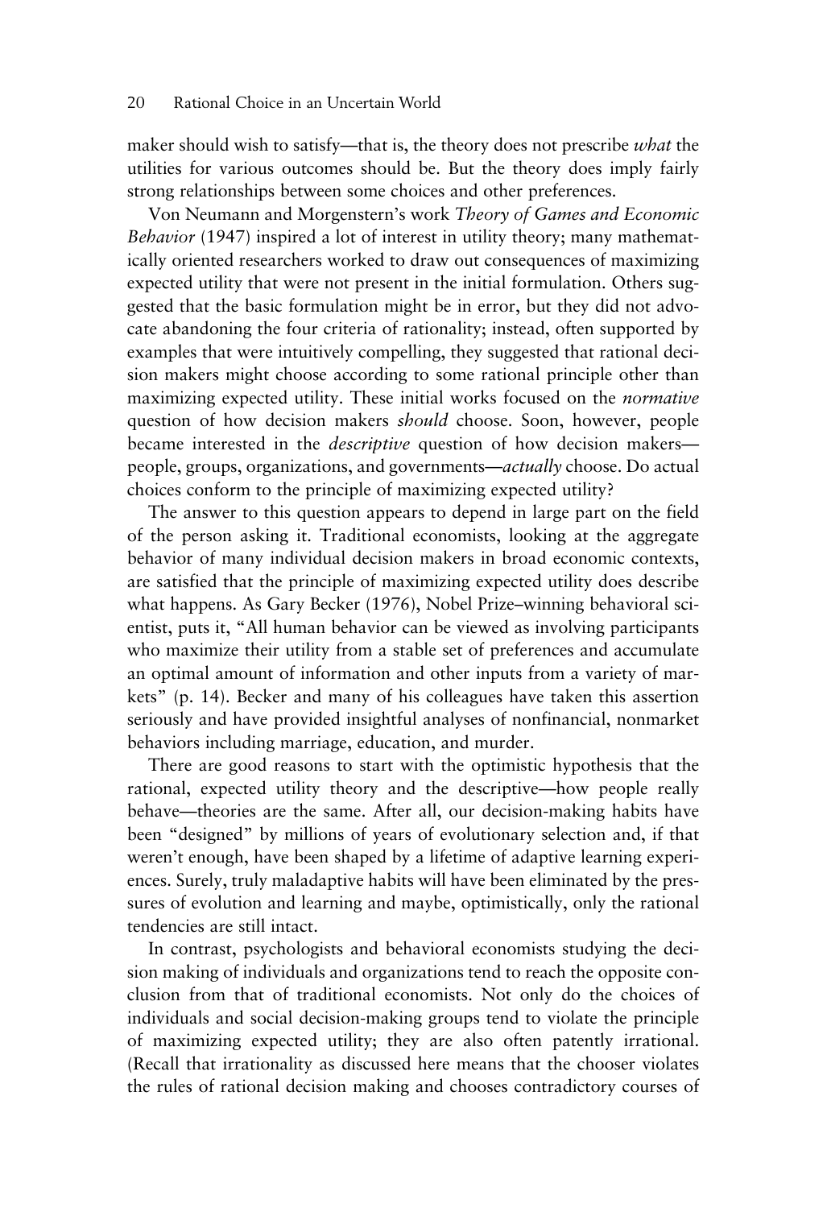maker should wish to satisfy—that is, the theory does not prescribe *what* the utilities for various outcomes should be. But the theory does imply fairly strong relationships between some choices and other preferences.

Von Neumann and Morgenstern's work *Theory of Games and Economic Behavior* (1947) inspired a lot of interest in utility theory; many mathematically oriented researchers worked to draw out consequences of maximizing expected utility that were not present in the initial formulation. Others suggested that the basic formulation might be in error, but they did not advocate abandoning the four criteria of rationality; instead, often supported by examples that were intuitively compelling, they suggested that rational decision makers might choose according to some rational principle other than maximizing expected utility. These initial works focused on the *normative* question of how decision makers *should* choose. Soon, however, people became interested in the *descriptive* question of how decision makers—people, groups, organizations, and governments—*actually* choose. Do actual choices conform to the principle of maximizing expected utility?

The answer to this question appears to depend in large part on the field of the person asking it. Traditional economists, looking at the aggregate behavior of many individual decision makers in broad economic contexts, are satisfied that the principle of maximizing expected utility does describe what happens. As Gary Becker (1976), Nobel Prize–winning behavioral scientist, puts it, "All human behavior can be viewed as involving participants who maximize their utility from a stable set of preferences and accumulate an optimal amount of information and other inputs from a variety of markets" (p. 14). Becker and many of his colleagues have taken this assertion seriously and have provided insightful analyses of nonfinancial, nonmarket behaviors including marriage, education, and murder.

There are good reasons to start with the optimistic hypothesis that the rational, expected utility theory and the descriptive—how people really behave—theories are the same. After all, our decision-making habits have been "designed" by millions of years of evolutionary selection and, if that weren't enough, have been shaped by a lifetime of adaptive learning experiences. Surely, truly maladaptive habits will have been eliminated by the pressures of evolution and learning and maybe, optimistically, only the rational tendencies are still intact.

In contrast, psychologists and behavioral economists studying the decision making of individuals and organizations tend to reach the opposite conclusion from that of traditional economists. Not only do the choices of individuals and social decision-making groups tend to violate the principle of maximizing expected utility; they are also often patently irrational. (Recall that irrationality as discussed here means that the chooser violates the rules of rational decision making and chooses contradictory courses of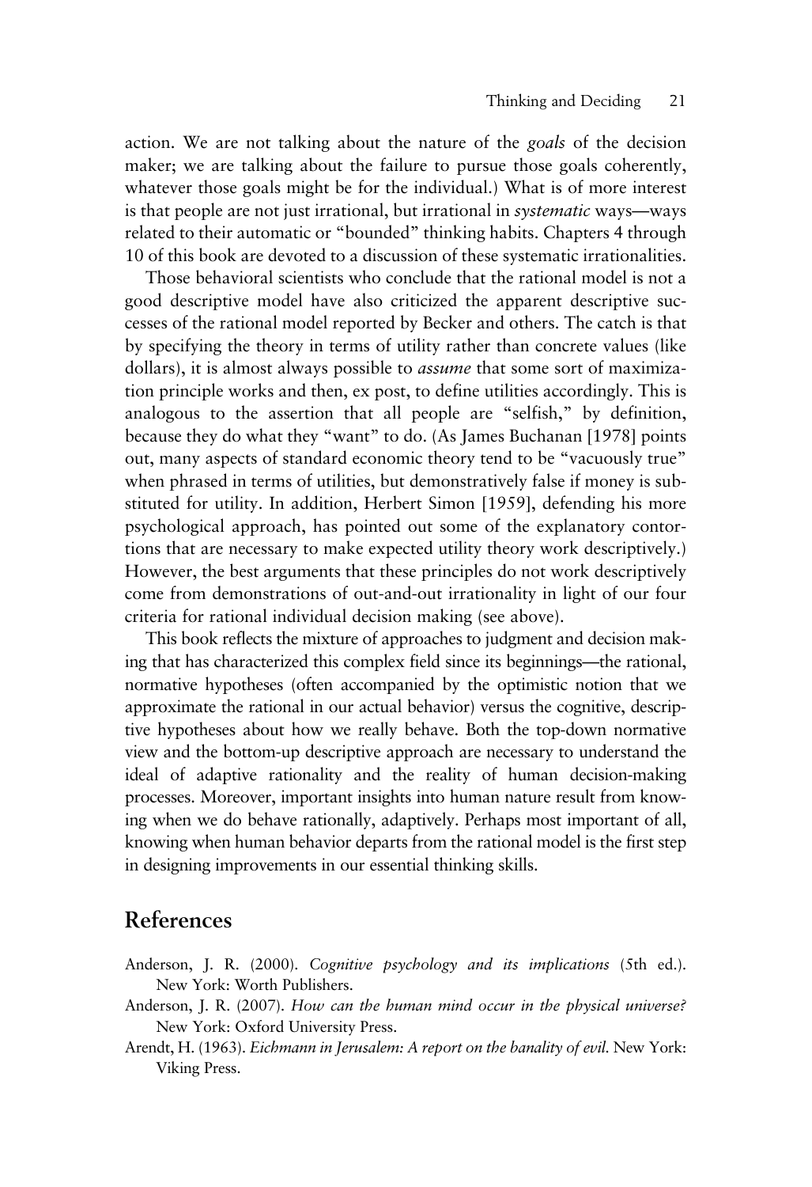action. We are not talking about the nature of the *goals* of the decision maker; we are talking about the failure to pursue those goals coherently, whatever those goals might be for the individual.) What is of more interest is that people are not just irrational, but irrational in *systematic* ways—ways related to their automatic or "bounded" thinking habits. Chapters 4 through 10 of this book are devoted to a discussion of these systematic irrationalities.

Those behavioral scientists who conclude that the rational model is not a good descriptive model have also criticized the apparent descriptive successes of the rational model reported by Becker and others. The catch is that by specifying the theory in terms of utility rather than concrete values (like dollars), it is almost always possible to *assume* that some sort of maximization principle works and then, ex post, to define utilities accordingly. This is analogous to the assertion that all people are "selfish," by definition, because they do what they "want" to do. (As James Buchanan [1978] points out, many aspects of standard economic theory tend to be "vacuously true" when phrased in terms of utilities, but demonstratively false if money is substituted for utility. In addition, Herbert Simon [1959], defending his more psychological approach, has pointed out some of the explanatory contortions that are necessary to make expected utility theory work descriptively.) However, the best arguments that these principles do not work descriptively come from demonstrations of out-and-out irrationality in light of our four criteria for rational individual decision making (see above).

This book reflects the mixture of approaches to judgment and decision making that has characterized this complex field since its beginnings—the rational, normative hypotheses (often accompanied by the optimistic notion that we approximate the rational in our actual behavior) versus the cognitive, descriptive hypotheses about how we really behave. Both the top-down normative view and the bottom-up descriptive approach are necessary to understand the ideal of adaptive rationality and the reality of human decision-making processes. Moreover, important insights into human nature result from knowing when we do behave rationally, adaptively. Perhaps most important of all, knowing when human behavior departs from the rational model is the first step in designing improvements in our essential thinking skills.

## References

Anderson, J. R. (2000). *Cognitive psychology and its implications* (5th ed.). New York: Worth Publishers.

Anderson, J. R. (2007). *How can the human mind occur in the physical universe?* New York: Oxford University Press.

Arendt, H. (1963). *Eichmann in Jerusalem: A report on the banality of evil.* New York: Viking Press.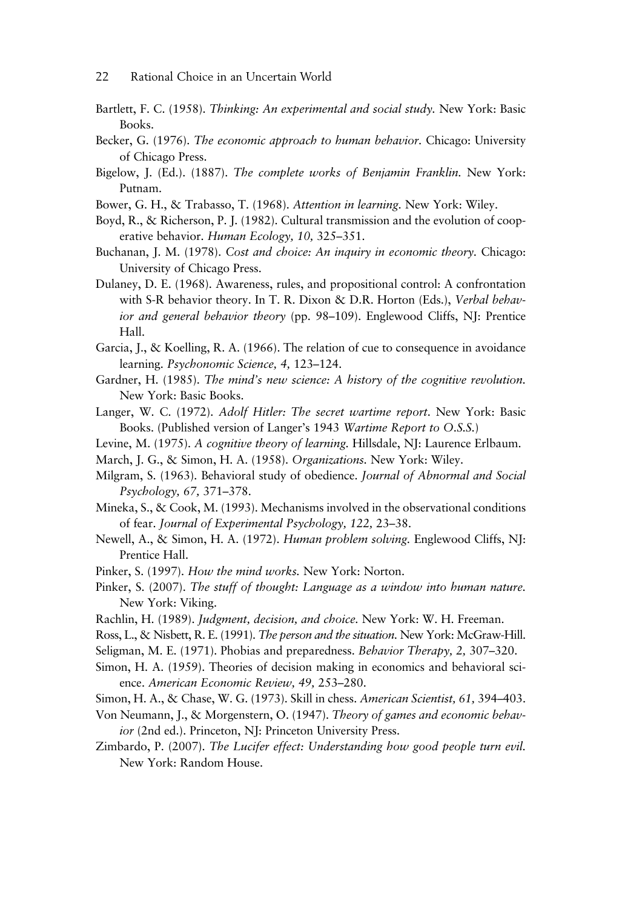Bartlett, F. C. (1958). *Thinking: An experimental and social study.* New York: Basic Books.

Becker, G. (1976). *The economic approach to human behavior.* Chicago: University of Chicago Press.

Bigelow, J. (Ed.). (1887). *The complete works of Benjamin Franklin.* New York: Putnam.

Bower, G. H., & Trabasso, T. (1968). *Attention in learning.* New York: Wiley.

Boyd, R., & Richerson, P. J. (1982). Cultural transmission and the evolution of cooperative behavior. *Human Ecology, 10,* 325–351.

Buchanan, J. M. (1978). *Cost and choice: An inquiry in economic theory.* Chicago: University of Chicago Press.

Dulaney, D. E. (1968). Awareness, rules, and propositional control: A confrontation with S-R behavior theory. In T. R. Dixon & D.R. Horton (Eds.), *Verbal behavior and general behavior theory* (pp. 98–109). Englewood Cliffs, NJ: Prentice Hall.

Garcia, J., & Koelling, R. A. (1966). The relation of cue to consequence in avoidance learning. *Psychonomic Science, 4,* 123–124.

Gardner, H. (1985). *The mind's new science: A history of the cognitive revolution.* New York: Basic Books.

Langer, W. C. (1972). *Adolf Hitler: The secret wartime report*. New York: Basic Books. (Published version of Langer's 1943 *Wartime Report to O.S.S.*)

Levine, M. (1975). *A cognitive theory of learning.* Hillsdale, NJ: Laurence Erlbaum.

March, J. G., & Simon, H. A. (1958). *Organizations.* New York: Wiley.

Milgram, S. (1963). Behavioral study of obedience. *Journal of Abnormal and Social Psychology, 67,* 371–378.

Mineka, S., & Cook, M. (1993). Mechanisms involved in the observational conditions of fear. *Journal of Experimental Psychology, 122,* 23–38.

Newell, A., & Simon, H. A. (1972). *Human problem solving.* Englewood Cliffs, NJ: Prentice Hall.

Pinker, S. (1997). *How the mind works.* New York: Norton.

Pinker, S. (2007). *The stuff of thought: Language as a window into human nature.* New York: Viking.

Rachlin, H. (1989). *Judgment, decision, and choice.* New York: W. H. Freeman.

Ross, L., & Nisbett, R. E. (1991). *The person and the situation.* New York: McGraw-Hill.

Seligman, M. E. (1971). Phobias and preparedness. *Behavior Therapy, 2,* 307–320.

Simon, H. A. (1959). Theories of decision making in economics and behavioral science. *American Economic Review, 49,* 253–280.

Simon, H. A., & Chase, W. G. (1973). Skill in chess. *American Scientist, 61,* 394–403.

Von Neumann, J., & Morgenstern, O. (1947). *Theory of games and economic behavior* (2nd ed.). Princeton, NJ: Princeton University Press.

Zimbardo, P. (2007). *The Lucifer effect: Understanding how good people turn evil.* New York: Random House.